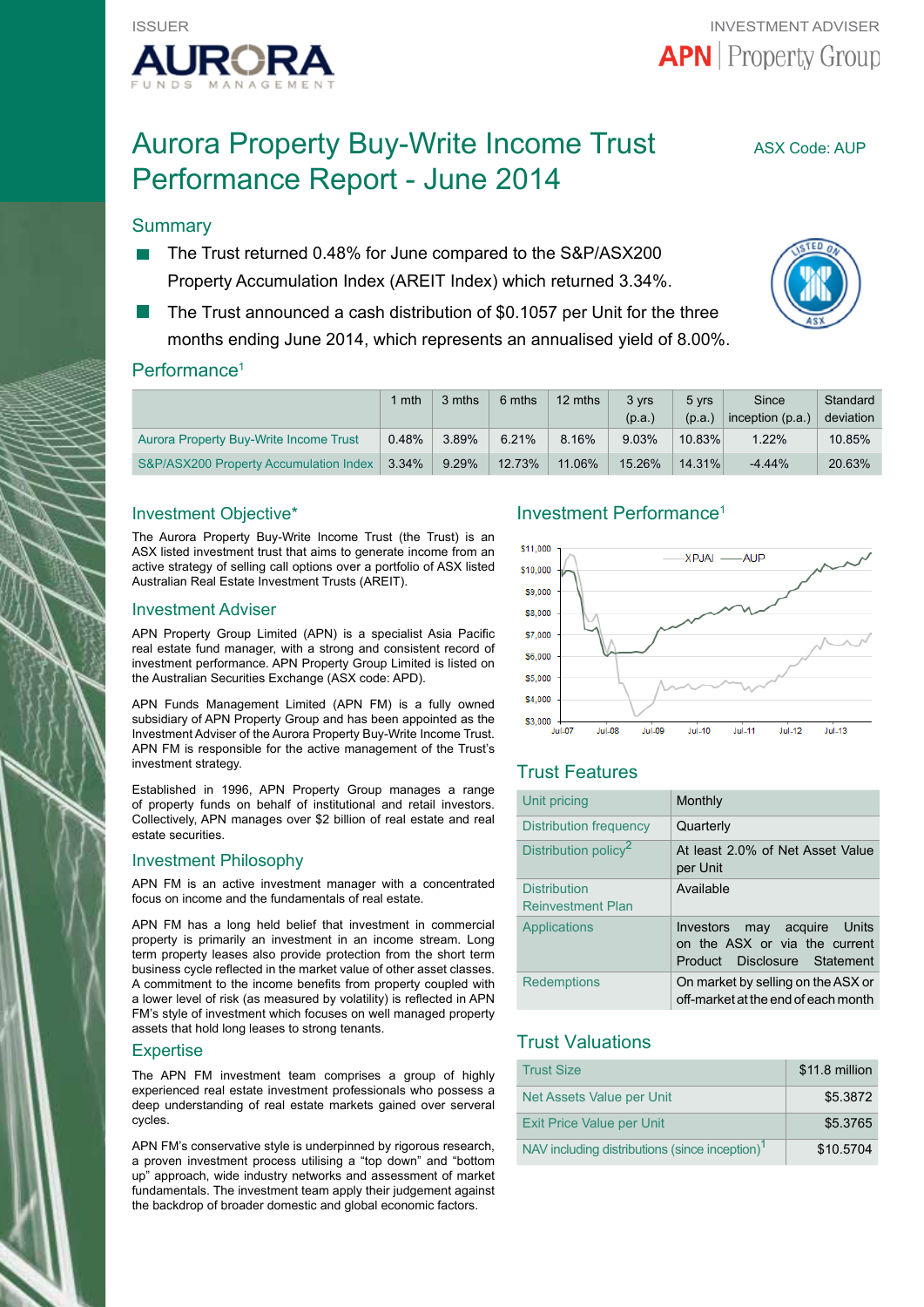ISSUER

AURORA FUNDS MANAGEMENT

INVESTMENT ADVISER

APN | Property Group

# Aurora Property Buy-Write Income Trust Performance Report - June 2014

ASX Code: AUP

## Summary

- The Trust returned 0.48% for June compared to the S&P/ASX200 Property Accumulation Index (AREIT Index) which returned 3.34%.
- The Trust announced a cash distribution of $0.1057 per Unit for the three months ending June 2014, which represents an annualised yield of 8.00%.

## Performance[1]

| | 1 mth | 3 mths | 6 mths | 12 mths | 3 yrs (p.a.) | 5 yrs (p.a.) | Since inception (p.a.) | Standard deviation |
|---|---|---|---|---|---|---|---|---|
| Aurora Property Buy-Write Income Trust | 0.48% | 3.89% | 6.21% | 8.16% | 9.03% | 10.83% | 1.22% | 10.85% |
| S&P/ASX200 Property Accumulation Index | 3.34% | 9.29% | 12.73% | 11.06% | 15.26% | 14.31% | -4.44% | 20.63% |

## Investment Objective*

The Aurora Property Buy-Write Income Trust (the Trust) is an ASX listed investment trust that aims to generate income from an active strategy of selling call options over a portfolio of ASX listed Australian Real Estate Investment Trusts (AREIT).

## Investment Adviser

APN Property Group Limited (APN) is a specialist Asia Pacific real estate fund manager, with a strong and consistent record of investment performance. APN Property Group Limited is listed on the Australian Securities Exchange (ASX code: APD).

APN Funds Management Limited (APN FM) is a fully owned subsidiary of APN Property Group and has been appointed as the Investment Adviser of the Aurora Property Buy-Write Income Trust. APN FM is responsible for the active management of the Trust's investment strategy.

Established in 1996, APN Property Group manages a range of property funds on behalf of institutional and retail investors. Collectively, APN manages over $2 billion of real estate and real estate securities.

## Investment Philosophy

APN FM is an active investment manager with a concentrated focus on income and the fundamentals of real estate.

APN FM has a long held belief that investment in commercial property is primarily an investment in an income stream. Long term property leases also provide protection from the short term business cycle reflected in the market value of other asset classes. A commitment to the income benefits from property coupled with a lower level of risk (as measured by volatility) is reflected in APN FM's style of investment which focuses on well managed property assets that hold long leases to strong tenants.

## Expertise

The APN FM investment team comprises a group of highly experienced real estate investment professionals who possess a deep understanding of real estate markets gained over serveral cycles.

APN FM's conservative style is underpinned by rigorous research, a proven investment process utilising a "top down" and "bottom up" approach, wide industry networks and assessment of market fundamentals. The investment team apply their judgement against the backdrop of broader domestic and global economic factors.

## Investment Performance[1]

## Trust Features

| | |
|---|---|
| Unit pricing | Monthly |
| Distribution frequency | Quarterly |
| Distribution policy[2] | At least 2.0% of Net Asset Value per Unit |
| Distribution Reinvestment Plan | Available |
| Applications | Investors may acquire Units on the ASX or via the current Product Disclosure Statement |
| Redemptions | On market by selling on the ASX or off-market at the end of each month |

## Trust Valuations

| | |
|---|---|
| Trust Size | $11.8 million |
| Net Assets Value per Unit | $5.3872 |
| Exit Price Value per Unit | $5.3765 |
| NAV including distributions (since inception)[1] | $10.5704 |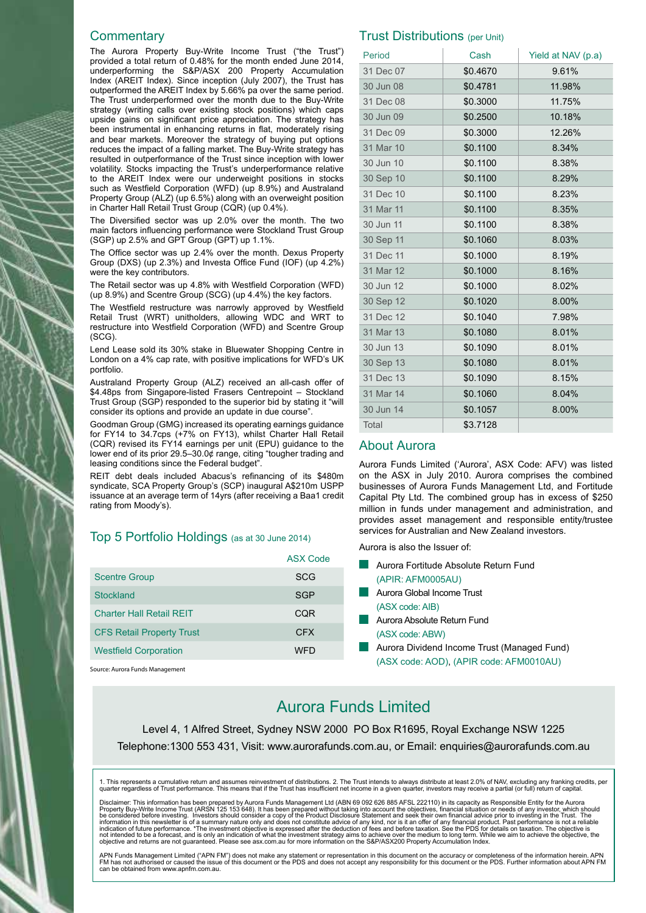## Commentary

The Aurora Property Buy-Write Income Trust ("the Trust") provided a total return of 0.48% for the month ended June 2014, underperforming the S&P/ASX 200 Property Accumulation Index (AREIT Index). Since inception (July 2007), the Trust has outperformed the AREIT Index by 5.66% pa over the same period. The Trust underperformed over the month due to the Buy-Write strategy (writing calls over existing stock positions) which caps upside gains on significant price appreciation. The strategy has been instrumental in enhancing returns in flat, moderately rising and bear markets. Moreover the strategy of buying put options reduces the impact of a falling market. The Buy-Write strategy has resulted in outperformance of the Trust since inception with lower volatility. Stocks impacting the Trust's underperformance relative to the AREIT Index were our underweight positions in stocks such as Westfield Corporation (WFD) (up 8.9%) and Australand Property Group (ALZ) (up 6.5%) along with an overweight position in Charter Hall Retail Trust Group (CQR) (up 0.4%).

The Diversified sector was up 2.0% over the month. The two main factors influencing performance were Stockland Trust Group (SGP) up 2.5% and GPT Group (GPT) up 1.1%.

The Office sector was up 2.4% over the month. Dexus Property Group (DXS) (up 2.3%) and Investa Office Fund (IOF) (up 4.2%) were the key contributors.

The Retail sector was up 4.8% with Westfield Corporation (WFD) (up 8.9%) and Scentre Group (SCG) (up 4.4%) the key factors.

The Westfield restructure was narrowly approved by Westfield Retail Trust (WRT) unitholders, allowing WDC and WRT to restructure into Westfield Corporation (WFD) and Scentre Group (SCG).

Lend Lease sold its 30% stake in Bluewater Shopping Centre in London on a 4% cap rate, with positive implications for WFD's UK portfolio.

Australand Property Group (ALZ) received an all-cash offer of $4.48ps from Singapore-listed Frasers Centrepoint – Stockland Trust Group (SGP) responded to the superior bid by stating it "will consider its options and provide an update in due course".

Goodman Group (GMG) increased its operating earnings guidance for FY14 to 34.7cps (+7% on FY13), whilst Charter Hall Retail (CQR) revised its FY14 earnings per unit (EPU) guidance to the lower end of its prior 29.5–30.0¢ range, citing "tougher trading and leasing conditions since the Federal budget".

REIT debt deals included Abacus's refinancing of its $480m syndicate, SCA Property Group's (SCP) inaugural A$210m USPP issuance at an average term of 14yrs (after receiving a Baa1 credit rating from Moody's).

## Top 5 Portfolio Holdings (as at 30 June 2014)

| | ASX Code |
|---|---|
| Scentre Group | SCG |
| Stockland | SGP |
| Charter Hall Retail REIT | CQR |
| CFS Retail Property Trust | CFX |
| Westfield Corporation | WFD |

Source: Aurora Funds Management

## Trust Distributions (per Unit)

| Period | Cash | Yield at NAV (p.a) |
|---|---|---|
| 31 Dec 07 | $0.4670 | 9.61% |
| 30 Jun 08 | $0.4781 | 11.98% |
| 31 Dec 08 | $0.3000 | 11.75% |
| 30 Jun 09 | $0.2500 | 10.18% |
| 31 Dec 09 | $0.3000 | 12.26% |
| 31 Mar 10 | $0.1100 | 8.34% |
| 30 Jun 10 | $0.1100 | 8.38% |
| 30 Sep 10 | $0.1100 | 8.29% |
| 31 Dec 10 | $0.1100 | 8.23% |
| 31 Mar 11 | $0.1100 | 8.35% |
| 30 Jun 11 | $0.1100 | 8.38% |
| 30 Sep 11 | $0.1060 | 8.03% |
| 31 Dec 11 | $0.1000 | 8.19% |
| 31 Mar 12 | $0.1000 | 8.16% |
| 30 Jun 12 | $0.1000 | 8.02% |
| 30 Sep 12 | $0.1020 | 8.00% |
| 31 Dec 12 | $0.1040 | 7.98% |
| 31 Mar 13 | $0.1080 | 8.01% |
| 30 Jun 13 | $0.1090 | 8.01% |
| 30 Sep 13 | $0.1080 | 8.01% |
| 31 Dec 13 | $0.1090 | 8.15% |
| 31 Mar 14 | $0.1060 | 8.04% |
| 30 Jun 14 | $0.1057 | 8.00% |
| Total | $3.7128 | |

## About Aurora

Aurora Funds Limited ('Aurora', ASX Code: AFV) was listed on the ASX in July 2010. Aurora comprises the combined businesses of Aurora Funds Management Ltd, and Fortitude Capital Pty Ltd. The combined group has in excess of $250 million in funds under management and administration, and provides asset management and responsible entity/trustee services for Australian and New Zealand investors.

Aurora is also the Issuer of:

- Aurora Fortitude Absolute Return Fund (APIR: AFM0005AU)
- Aurora Global Income Trust (ASX code: AIB)
- Aurora Absolute Return Fund (ASX code: ABW)
- Aurora Dividend Income Trust (Managed Fund) (ASX code: AOD), (APIR code: AFM0010AU)

## Aurora Funds Limited

Level 4, 1 Alfred Street, Sydney NSW 2000 PO Box R1695, Royal Exchange NSW 1225

Telephone:1300 553 431, Visit: www.aurorafunds.com.au, or Email: enquiries@aurorafunds.com.au

1. This represents a cumulative return and assumes reinvestment of distributions. 2. The Trust intends to always distribute at least 2.0% of NAV, excluding any franking credits, per quarter regardless of Trust performance. This means that if the Trust has insufficient net income in a given quarter, investors may receive a partial (or full) return of capital.

Disclaimer: This information has been prepared by Aurora Funds Management Ltd (ABN 69 092 626 885 AFSL 222110) in its capacity as Responsible Entity for the Aurora Property Buy-Write Income Trust (ARSN 125 153 648). It has been prepared without taking into account the objectives, financial situation or needs of any investor, which should be considered before investing. Investors should consider a copy of the Product Disclosure Statement and seek their own financial advice prior to investing in the Trust. The information in this newsletter is of a summary nature only and does not constitute advice of any kind, nor is it an offer of any financial product. Past performance is not a reliable indication of future performance. *The investment objective is expressed after the deduction of fees and before taxation. See the PDS for details on taxation. The objective is not intended to be a forecast, and is only an indication of what the investment strategy aims to achieve over the medium to long term. While we aim to achieve the objective, the objective and returns are not guaranteed. Please see asx.com.au for more information on the S&P/ASX200 Property Accumulation Index.

APN Funds Management Limited ("APN FM") does not make any statement or representation in this document on the accuracy or completeness of the information herein. APN FM has not authorised or caused the issue of this document or the PDS and does not accept any responsibility for this document or the PDS. Further information about APN FM can be obtained from www.apnfm.com.au.